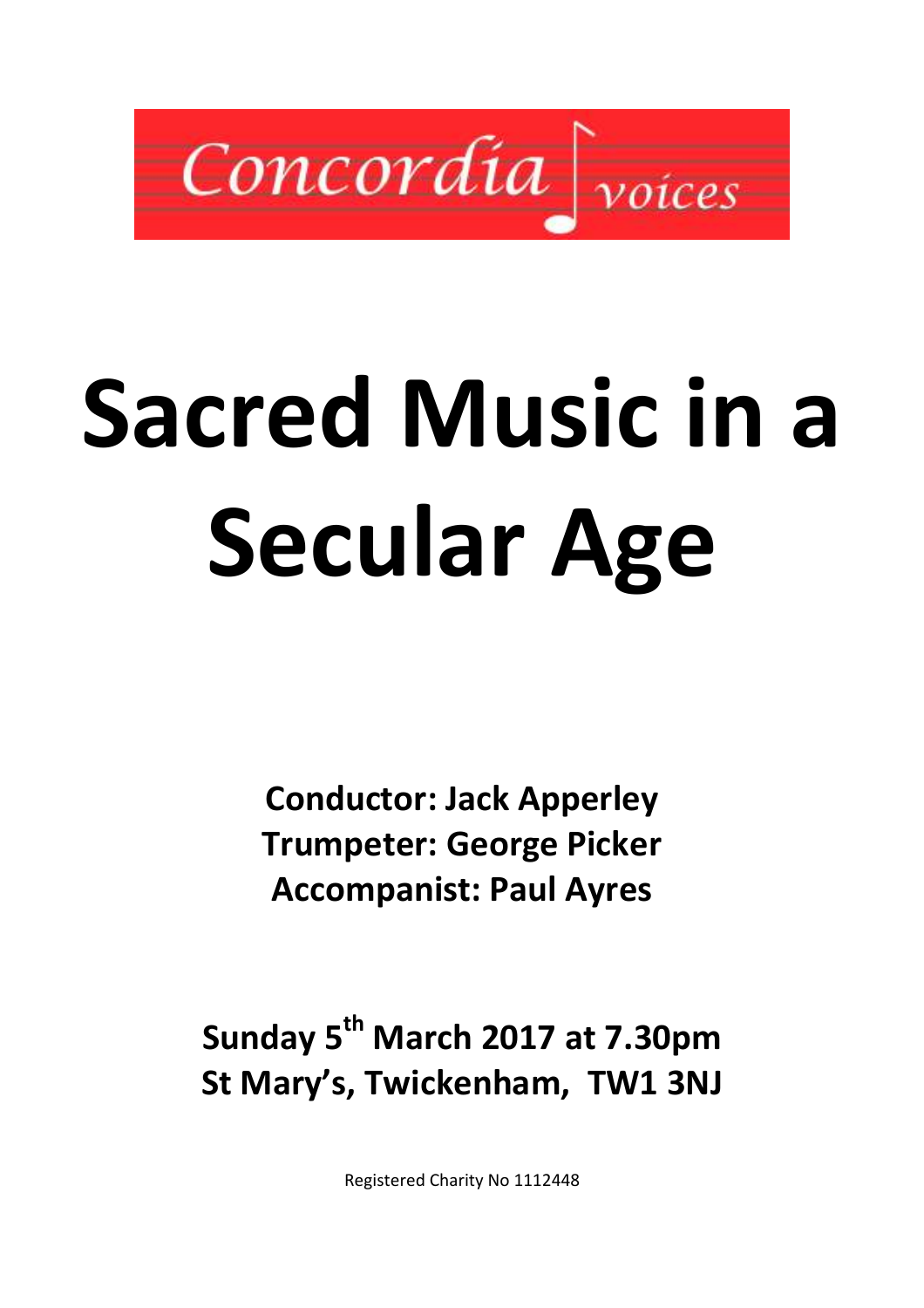Concordia voices

# Sacred Music in a Secular Age

**Conductor: Jack Apperley**
**Trumpeter: George Picker**
**Accompanist: Paul Ayres**

**Sunday 5th March 2017 at 7.30pm**
**St Mary's, Twickenham, TW1 3NJ**

Registered Charity No 1112448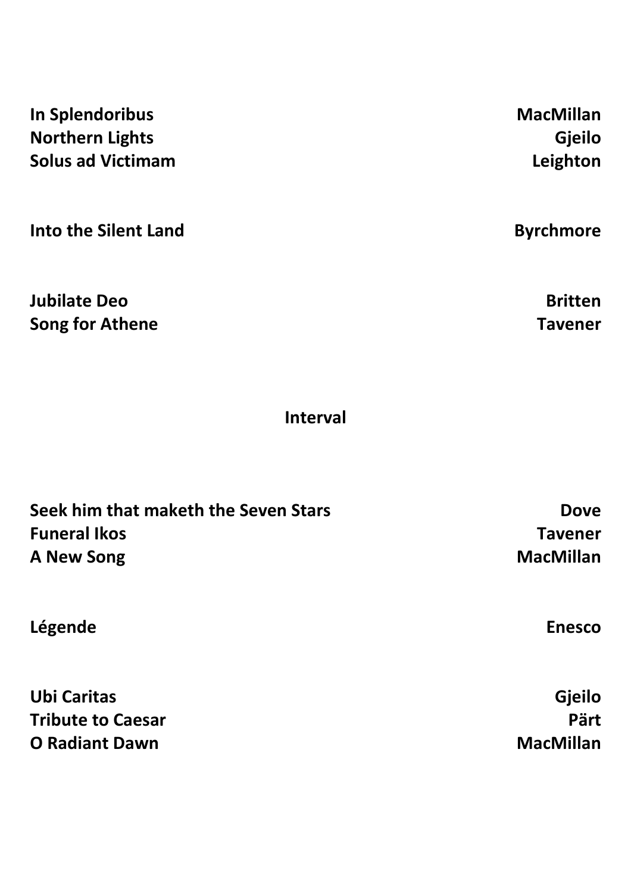**In Splendoribus** — **MacMillan**
**Northern Lights** — **Gjeilo**
**Solus ad Victimam** — **Leighton**

**Into the Silent Land** — **Byrchmore**

**Jubilate Deo** — **Britten**
**Song for Athene** — **Tavener**

**Interval**

**Seek him that maketh the Seven Stars** — **Dove**
**Funeral Ikos** — **Tavener**
**A New Song** — **MacMillan**

**Légende** — **Enesco**

**Ubi Caritas** — **Gjeilo**
**Tribute to Caesar** — **Pärt**
**O Radiant Dawn** — **MacMillan**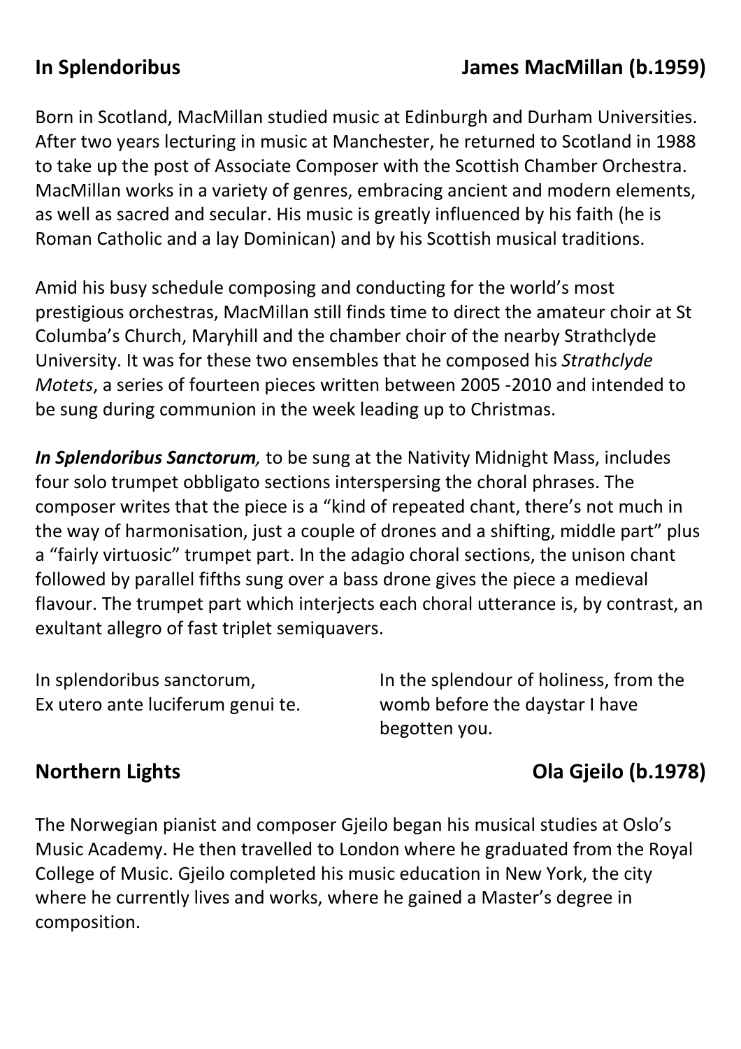## In Splendoribus — James MacMillan (b.1959)

Born in Scotland, MacMillan studied music at Edinburgh and Durham Universities. After two years lecturing in music at Manchester, he returned to Scotland in 1988 to take up the post of Associate Composer with the Scottish Chamber Orchestra. MacMillan works in a variety of genres, embracing ancient and modern elements, as well as sacred and secular. His music is greatly influenced by his faith (he is Roman Catholic and a lay Dominican) and by his Scottish musical traditions.

Amid his busy schedule composing and conducting for the world's most prestigious orchestras, MacMillan still finds time to direct the amateur choir at St Columba's Church, Maryhill and the chamber choir of the nearby Strathclyde University. It was for these two ensembles that he composed his *Strathclyde Motets*, a series of fourteen pieces written between 2005 -2010 and intended to be sung during communion in the week leading up to Christmas.

***In Splendoribus Sanctorum****,* to be sung at the Nativity Midnight Mass, includes four solo trumpet obbligato sections interspersing the choral phrases. The composer writes that the piece is a "kind of repeated chant, there's not much in the way of harmonisation, just a couple of drones and a shifting, middle part" plus a "fairly virtuosic" trumpet part. In the adagio choral sections, the unison chant followed by parallel fifths sung over a bass drone gives the piece a medieval flavour. The trumpet part which interjects each choral utterance is, by contrast, an exultant allegro of fast triplet semiquavers.

| | |
|---|---|
| In splendoribus sanctorum,<br>Ex utero ante luciferum genui te. | In the splendour of holiness, from the womb before the daystar I have begotten you. |

## Northern Lights — Ola Gjeilo (b.1978)

The Norwegian pianist and composer Gjeilo began his musical studies at Oslo's Music Academy. He then travelled to London where he graduated from the Royal College of Music. Gjeilo completed his music education in New York, the city where he currently lives and works, where he gained a Master's degree in composition.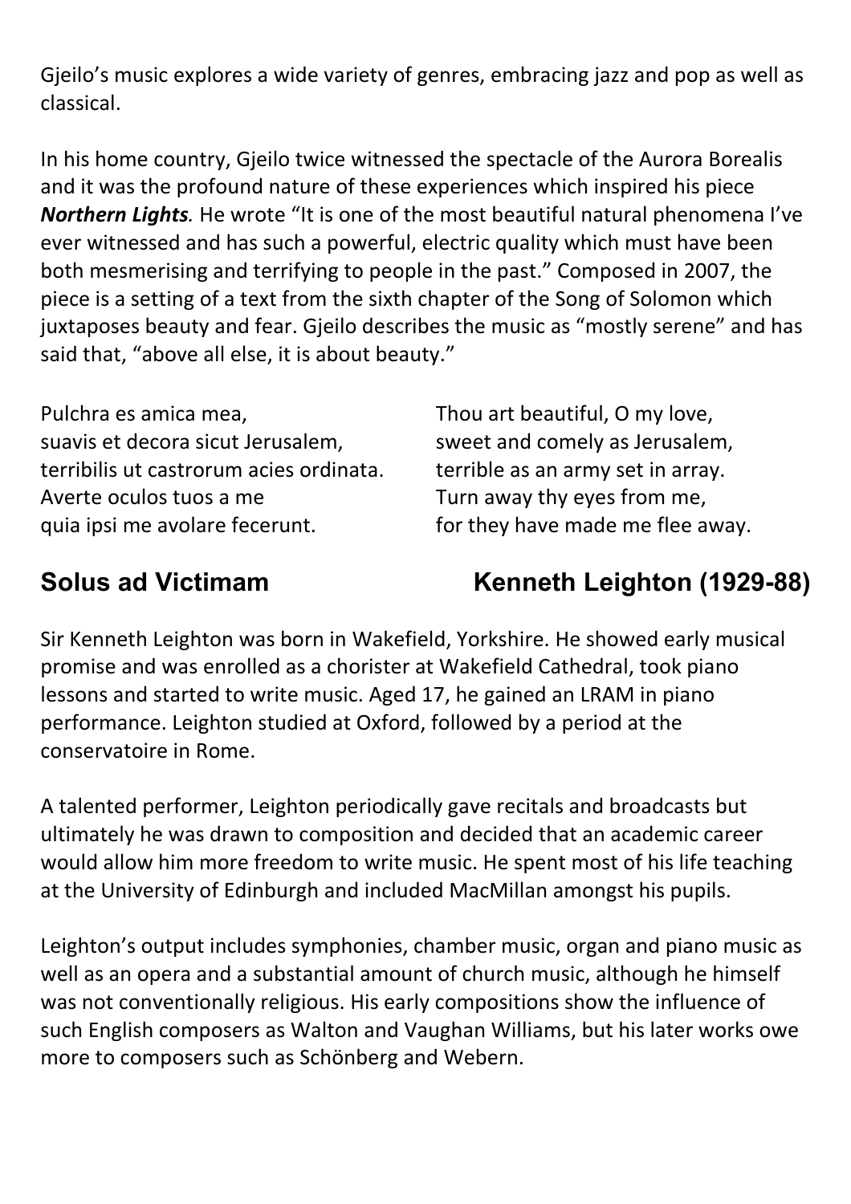Gjeilo's music explores a wide variety of genres, embracing jazz and pop as well as classical.

In his home country, Gjeilo twice witnessed the spectacle of the Aurora Borealis and it was the profound nature of these experiences which inspired his piece ***Northern Lights****.* He wrote "It is one of the most beautiful natural phenomena I've ever witnessed and has such a powerful, electric quality which must have been both mesmerising and terrifying to people in the past." Composed in 2007, the piece is a setting of a text from the sixth chapter of the Song of Solomon which juxtaposes beauty and fear. Gjeilo describes the music as "mostly serene" and has said that, "above all else, it is about beauty."

| | |
|---|---|
| Pulchra es amica mea, | Thou art beautiful, O my love, |
| suavis et decora sicut Jerusalem, | sweet and comely as Jerusalem, |
| terribilis ut castrorum acies ordinata. | terrible as an army set in array. |
| Averte oculos tuos a me | Turn away thy eyes from me, |
| quia ipsi me avolare fecerunt. | for they have made me flee away. |

## Solus ad Victimam — Kenneth Leighton (1929-88)

Sir Kenneth Leighton was born in Wakefield, Yorkshire. He showed early musical promise and was enrolled as a chorister at Wakefield Cathedral, took piano lessons and started to write music. Aged 17, he gained an LRAM in piano performance. Leighton studied at Oxford, followed by a period at the conservatoire in Rome.

A talented performer, Leighton periodically gave recitals and broadcasts but ultimately he was drawn to composition and decided that an academic career would allow him more freedom to write music. He spent most of his life teaching at the University of Edinburgh and included MacMillan amongst his pupils.

Leighton's output includes symphonies, chamber music, organ and piano music as well as an opera and a substantial amount of church music, although he himself was not conventionally religious. His early compositions show the influence of such English composers as Walton and Vaughan Williams, but his later works owe more to composers such as Schönberg and Webern.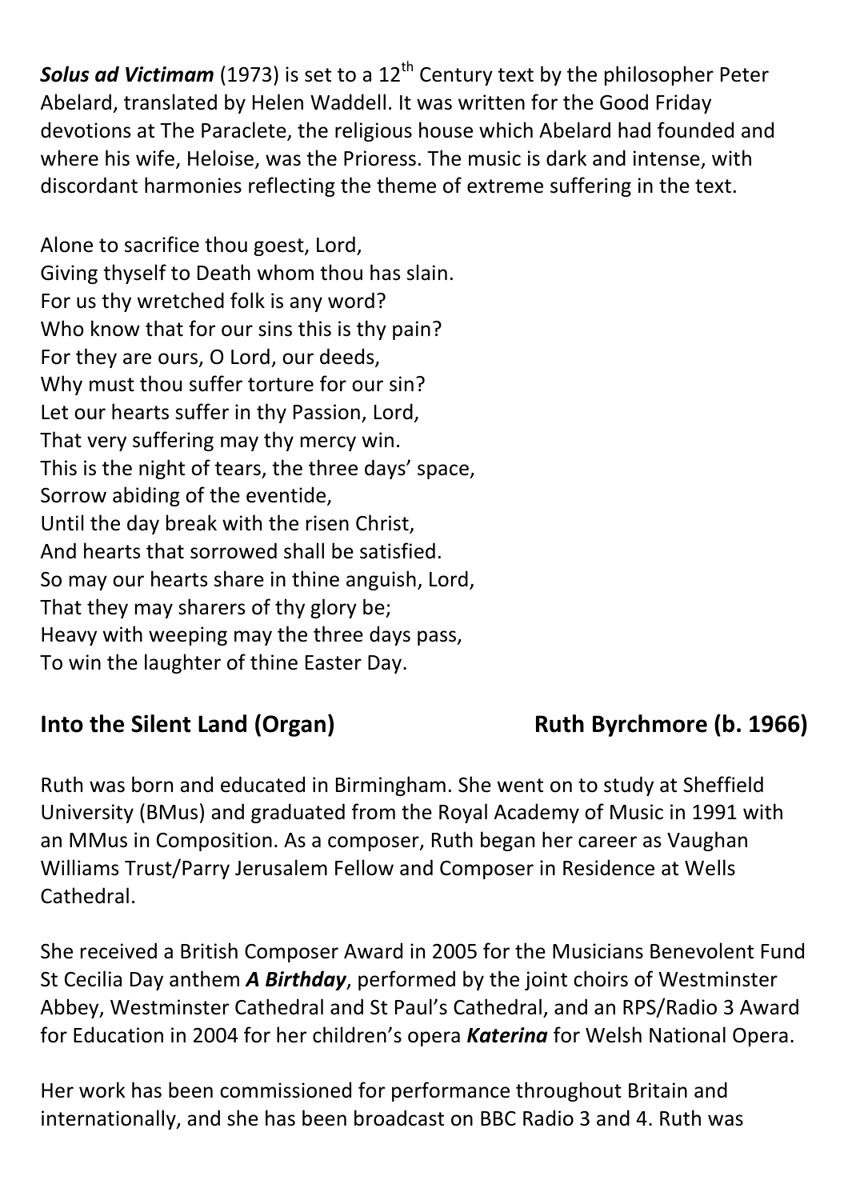***Solus ad Victimam*** (1973) is set to a 12th Century text by the philosopher Peter Abelard, translated by Helen Waddell. It was written for the Good Friday devotions at The Paraclete, the religious house which Abelard had founded and where his wife, Heloise, was the Prioress. The music is dark and intense, with discordant harmonies reflecting the theme of extreme suffering in the text.

Alone to sacrifice thou goest, Lord,
Giving thyself to Death whom thou has slain.
For us thy wretched folk is any word?
Who know that for our sins this is thy pain?
For they are ours, O Lord, our deeds,
Why must thou suffer torture for our sin?
Let our hearts suffer in thy Passion, Lord,
That very suffering may thy mercy win.
This is the night of tears, the three days' space,
Sorrow abiding of the eventide,
Until the day break with the risen Christ,
And hearts that sorrowed shall be satisfied.
So may our hearts share in thine anguish, Lord,
That they may sharers of thy glory be;
Heavy with weeping may the three days pass,
To win the laughter of thine Easter Day.

## Into the Silent Land (Organ) — Ruth Byrchmore (b. 1966)

Ruth was born and educated in Birmingham. She went on to study at Sheffield University (BMus) and graduated from the Royal Academy of Music in 1991 with an MMus in Composition. As a composer, Ruth began her career as Vaughan Williams Trust/Parry Jerusalem Fellow and Composer in Residence at Wells Cathedral.

She received a British Composer Award in 2005 for the Musicians Benevolent Fund St Cecilia Day anthem ***A Birthday***, performed by the joint choirs of Westminster Abbey, Westminster Cathedral and St Paul's Cathedral, and an RPS/Radio 3 Award for Education in 2004 for her children's opera ***Katerina*** for Welsh National Opera.

Her work has been commissioned for performance throughout Britain and internationally, and she has been broadcast on BBC Radio 3 and 4. Ruth was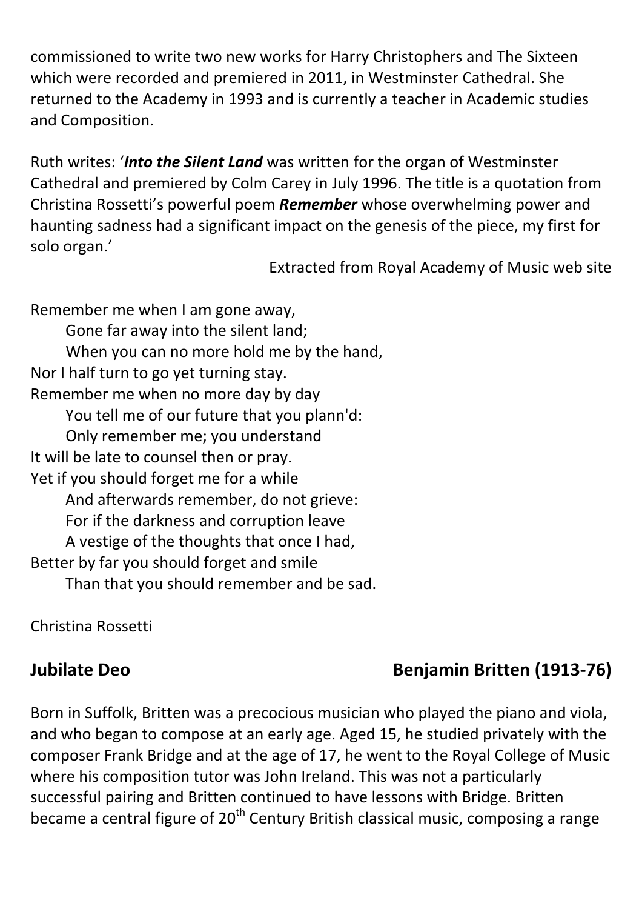commissioned to write two new works for Harry Christophers and The Sixteen which were recorded and premiered in 2011, in Westminster Cathedral. She returned to the Academy in 1993 and is currently a teacher in Academic studies and Composition.

Ruth writes: '***Into the Silent Land*** was written for the organ of Westminster Cathedral and premiered by Colm Carey in July 1996. The title is a quotation from Christina Rossetti's powerful poem ***Remember*** whose overwhelming power and haunting sadness had a significant impact on the genesis of the piece, my first for solo organ.'

Extracted from Royal Academy of Music web site

Remember me when I am gone away,  
Gone far away into the silent land;  
When you can no more hold me by the hand,  
Nor I half turn to go yet turning stay.  
Remember me when no more day by day  
You tell me of our future that you plann'd:  
Only remember me; you understand  
It will be late to counsel then or pray.  
Yet if you should forget me for a while  
And afterwards remember, do not grieve:  
For if the darkness and corruption leave  
A vestige of the thoughts that once I had,  
Better by far you should forget and smile  
Than that you should remember and be sad.

Christina Rossetti

## Jubilate Deo — Benjamin Britten (1913-76)

Born in Suffolk, Britten was a precocious musician who played the piano and viola, and who began to compose at an early age. Aged 15, he studied privately with the composer Frank Bridge and at the age of 17, he went to the Royal College of Music where his composition tutor was John Ireland. This was not a particularly successful pairing and Britten continued to have lessons with Bridge. Britten became a central figure of 20th Century British classical music, composing a range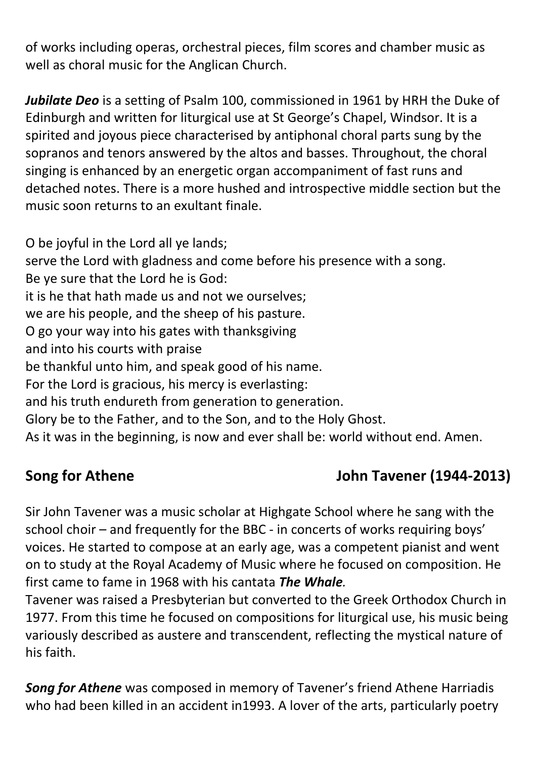of works including operas, orchestral pieces, film scores and chamber music as well as choral music for the Anglican Church.

***Jubilate Deo*** is a setting of Psalm 100, commissioned in 1961 by HRH the Duke of Edinburgh and written for liturgical use at St George's Chapel, Windsor. It is a spirited and joyous piece characterised by antiphonal choral parts sung by the sopranos and tenors answered by the altos and basses. Throughout, the choral singing is enhanced by an energetic organ accompaniment of fast runs and detached notes. There is a more hushed and introspective middle section but the music soon returns to an exultant finale.

O be joyful in the Lord all ye lands;
serve the Lord with gladness and come before his presence with a song.
Be ye sure that the Lord he is God:
it is he that hath made us and not we ourselves;
we are his people, and the sheep of his pasture.
O go your way into his gates with thanksgiving
and into his courts with praise
be thankful unto him, and speak good of his name.
For the Lord is gracious, his mercy is everlasting:
and his truth endureth from generation to generation.
Glory be to the Father, and to the Son, and to the Holy Ghost.
As it was in the beginning, is now and ever shall be: world without end. Amen.

## Song for Athene — John Tavener (1944-2013)

Sir John Tavener was a music scholar at Highgate School where he sang with the school choir – and frequently for the BBC - in concerts of works requiring boys' voices. He started to compose at an early age, was a competent pianist and went on to study at the Royal Academy of Music where he focused on composition. He first came to fame in 1968 with his cantata ***The Whale***.
Tavener was raised a Presbyterian but converted to the Greek Orthodox Church in 1977. From this time he focused on compositions for liturgical use, his music being variously described as austere and transcendent, reflecting the mystical nature of his faith.

***Song for Athene*** was composed in memory of Tavener's friend Athene Harriadis who had been killed in an accident in1993. A lover of the arts, particularly poetry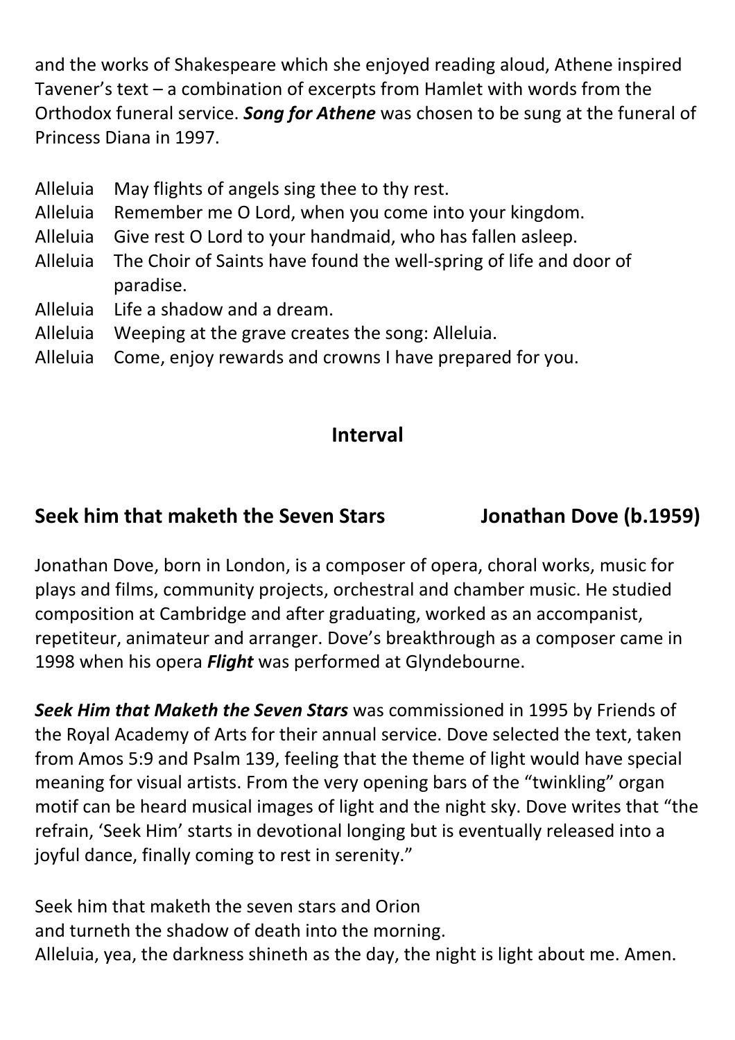and the works of Shakespeare which she enjoyed reading aloud, Athene inspired Tavener's text – a combination of excerpts from Hamlet with words from the Orthodox funeral service. ***Song for Athene*** was chosen to be sung at the funeral of Princess Diana in 1997.

Alleluia May flights of angels sing thee to thy rest.
Alleluia Remember me O Lord, when you come into your kingdom.
Alleluia Give rest O Lord to your handmaid, who has fallen asleep.
Alleluia The Choir of Saints have found the well-spring of life and door of paradise.
Alleluia Life a shadow and a dream.
Alleluia Weeping at the grave creates the song: Alleluia.
Alleluia Come, enjoy rewards and crowns I have prepared for you.

## Interval

## Seek him that maketh the Seven Stars — Jonathan Dove (b.1959)

Jonathan Dove, born in London, is a composer of opera, choral works, music for plays and films, community projects, orchestral and chamber music. He studied composition at Cambridge and after graduating, worked as an accompanist, repetiteur, animateur and arranger. Dove's breakthrough as a composer came in 1998 when his opera ***Flight*** was performed at Glyndebourne.

***Seek Him that Maketh the Seven Stars*** was commissioned in 1995 by Friends of the Royal Academy of Arts for their annual service. Dove selected the text, taken from Amos 5:9 and Psalm 139, feeling that the theme of light would have special meaning for visual artists. From the very opening bars of the "twinkling" organ motif can be heard musical images of light and the night sky. Dove writes that "the refrain, 'Seek Him' starts in devotional longing but is eventually released into a joyful dance, finally coming to rest in serenity."

Seek him that maketh the seven stars and Orion
and turneth the shadow of death into the morning.
Alleluia, yea, the darkness shineth as the day, the night is light about me. Amen.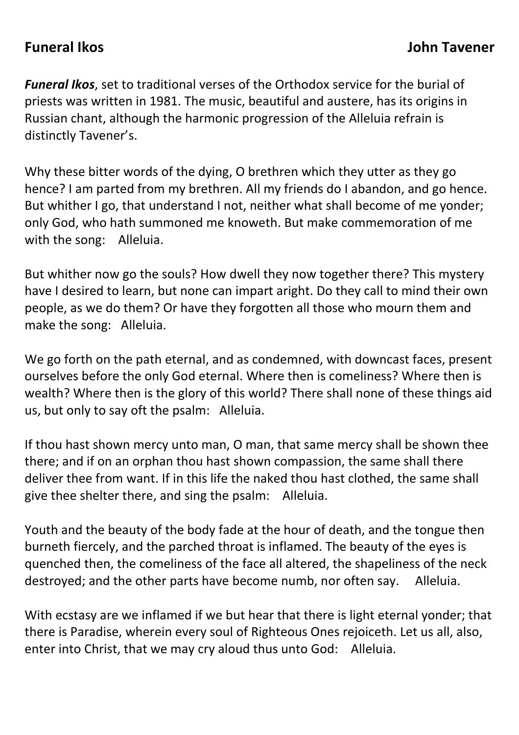## Funeral Ikos — John Tavener

***Funeral Ikos***, set to traditional verses of the Orthodox service for the burial of priests was written in 1981. The music, beautiful and austere, has its origins in Russian chant, although the harmonic progression of the Alleluia refrain is distinctly Tavener's.

Why these bitter words of the dying, O brethren which they utter as they go hence? I am parted from my brethren. All my friends do I abandon, and go hence. But whither I go, that understand I not, neither what shall become of me yonder; only God, who hath summoned me knoweth. But make commemoration of me with the song: Alleluia.

But whither now go the souls? How dwell they now together there? This mystery have I desired to learn, but none can impart aright. Do they call to mind their own people, as we do them? Or have they forgotten all those who mourn them and make the song: Alleluia.

We go forth on the path eternal, and as condemned, with downcast faces, present ourselves before the only God eternal. Where then is comeliness? Where then is wealth? Where then is the glory of this world? There shall none of these things aid us, but only to say oft the psalm: Alleluia.

If thou hast shown mercy unto man, O man, that same mercy shall be shown thee there; and if on an orphan thou hast shown compassion, the same shall there deliver thee from want. If in this life the naked thou hast clothed, the same shall give thee shelter there, and sing the psalm: Alleluia.

Youth and the beauty of the body fade at the hour of death, and the tongue then burneth fiercely, and the parched throat is inflamed. The beauty of the eyes is quenched then, the comeliness of the face all altered, the shapeliness of the neck destroyed; and the other parts have become numb, nor often say. Alleluia.

With ecstasy are we inflamed if we but hear that there is light eternal yonder; that there is Paradise, wherein every soul of Righteous Ones rejoiceth. Let us all, also, enter into Christ, that we may cry aloud thus unto God: Alleluia.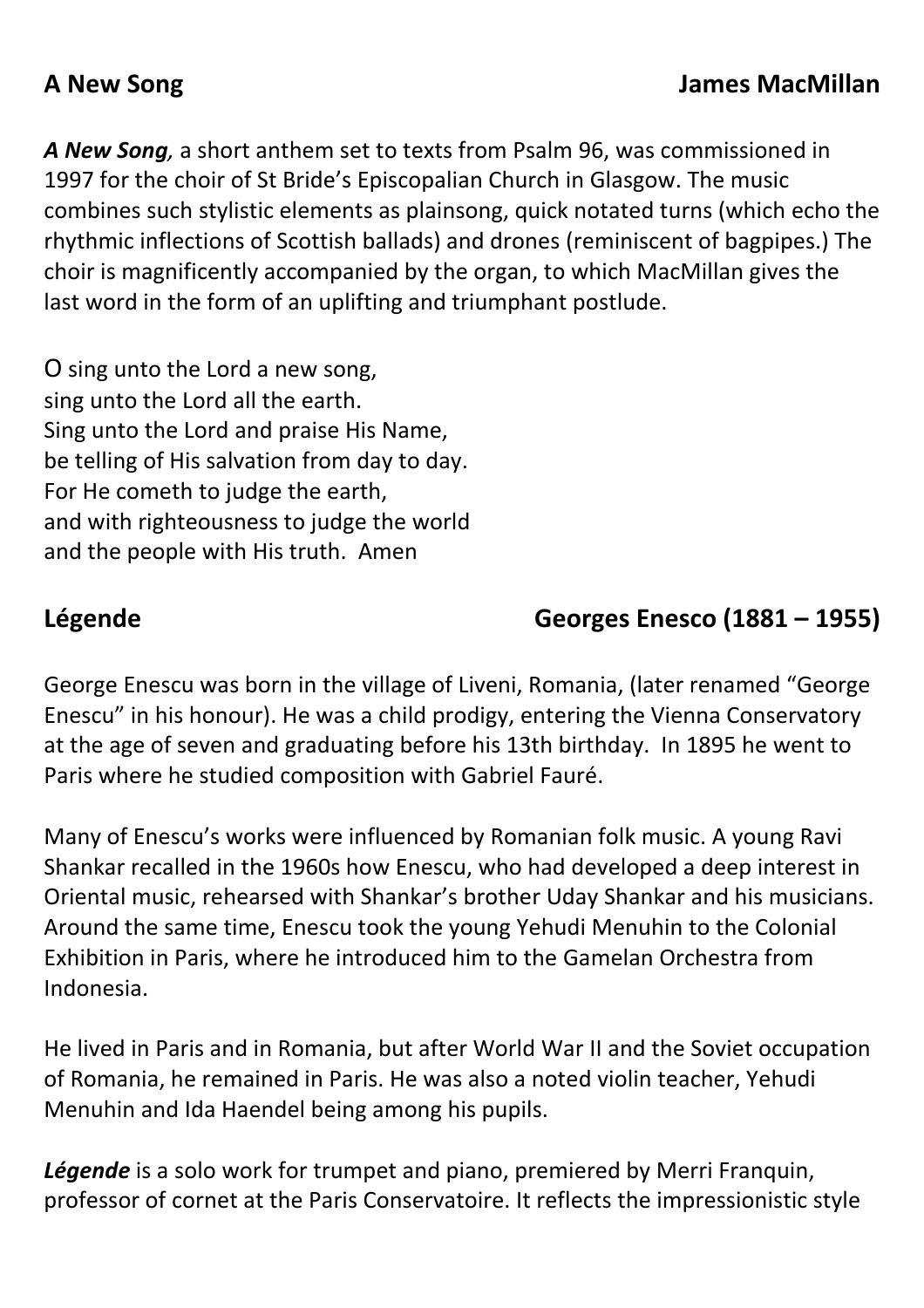## A New Song — James MacMillan

***A New Song**,* a short anthem set to texts from Psalm 96, was commissioned in 1997 for the choir of St Bride's Episcopalian Church in Glasgow. The music combines such stylistic elements as plainsong, quick notated turns (which echo the rhythmic inflections of Scottish ballads) and drones (reminiscent of bagpipes.) The choir is magnificently accompanied by the organ, to which MacMillan gives the last word in the form of an uplifting and triumphant postlude.

O sing unto the Lord a new song,
sing unto the Lord all the earth.
Sing unto the Lord and praise His Name,
be telling of His salvation from day to day.
For He cometh to judge the earth,
and with righteousness to judge the world
and the people with His truth. Amen

## Légende — Georges Enesco (1881 – 1955)

George Enescu was born in the village of Liveni, Romania, (later renamed "George Enescu" in his honour). He was a child prodigy, entering the Vienna Conservatory at the age of seven and graduating before his 13th birthday. In 1895 he went to Paris where he studied composition with Gabriel Fauré.

Many of Enescu's works were influenced by Romanian folk music. A young Ravi Shankar recalled in the 1960s how Enescu, who had developed a deep interest in Oriental music, rehearsed with Shankar's brother Uday Shankar and his musicians. Around the same time, Enescu took the young Yehudi Menuhin to the Colonial Exhibition in Paris, where he introduced him to the Gamelan Orchestra from Indonesia.

He lived in Paris and in Romania, but after World War II and the Soviet occupation of Romania, he remained in Paris. He was also a noted violin teacher, Yehudi Menuhin and Ida Haendel being among his pupils.

***Légende*** is a solo work for trumpet and piano, premiered by Merri Franquin, professor of cornet at the Paris Conservatoire. It reflects the impressionistic style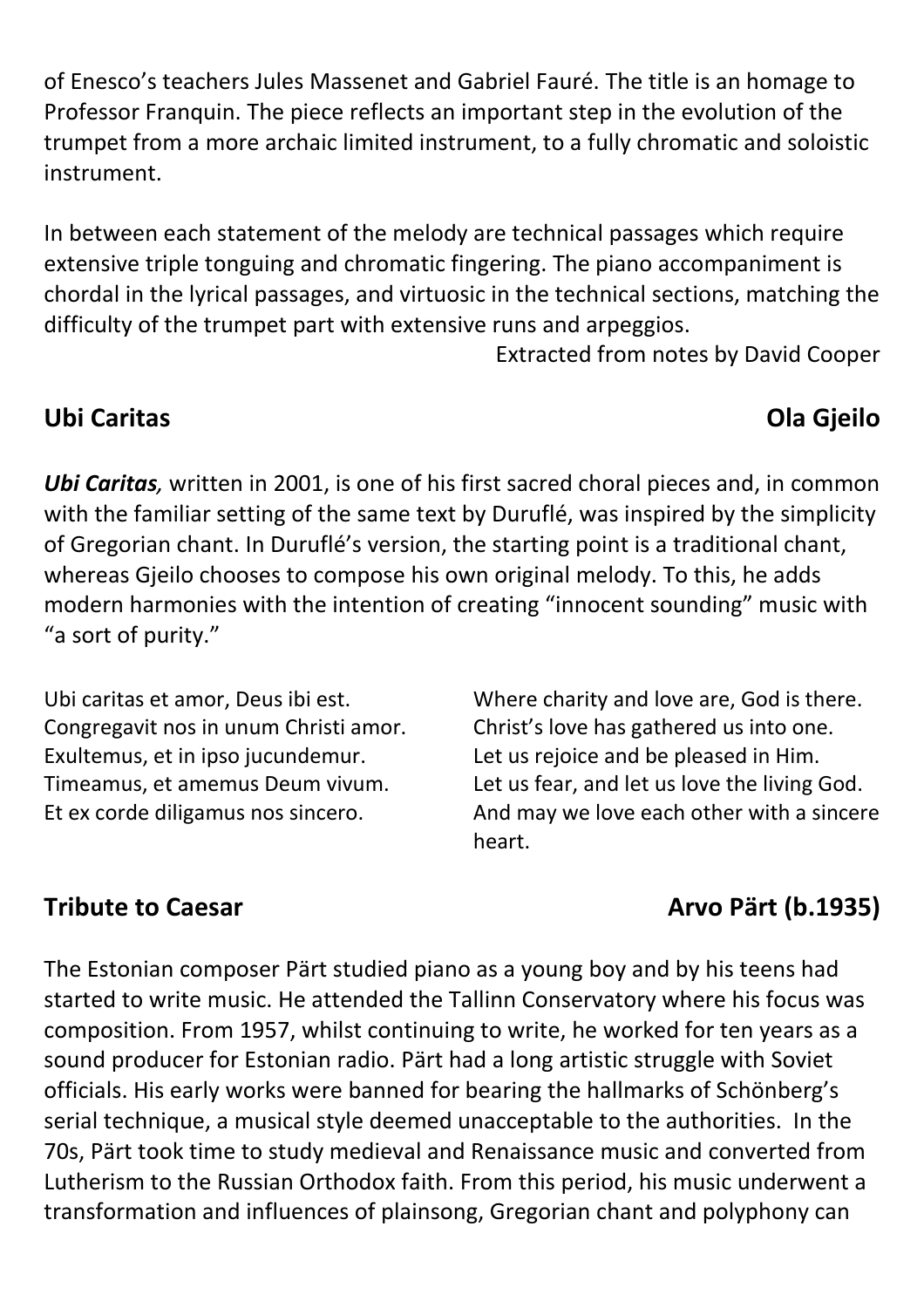of Enesco's teachers Jules Massenet and Gabriel Fauré. The title is an homage to Professor Franquin. The piece reflects an important step in the evolution of the trumpet from a more archaic limited instrument, to a fully chromatic and soloistic instrument.

In between each statement of the melody are technical passages which require extensive triple tonguing and chromatic fingering. The piano accompaniment is chordal in the lyrical passages, and virtuosic in the technical sections, matching the difficulty of the trumpet part with extensive runs and arpeggios.

Extracted from notes by David Cooper

## Ubi Caritas — Ola Gjeilo

***Ubi Caritas,*** written in 2001, is one of his first sacred choral pieces and, in common with the familiar setting of the same text by Duruflé, was inspired by the simplicity of Gregorian chant. In Duruflé's version, the starting point is a traditional chant, whereas Gjeilo chooses to compose his own original melody. To this, he adds modern harmonies with the intention of creating "innocent sounding" music with "a sort of purity."

| Latin | English |
|---|---|
| Ubi caritas et amor, Deus ibi est. | Where charity and love are, God is there. |
| Congregavit nos in unum Christi amor. | Christ's love has gathered us into one. |
| Exultemus, et in ipso jucundemur. | Let us rejoice and be pleased in Him. |
| Timeamus, et amemus Deum vivum. | Let us fear, and let us love the living God. |
| Et ex corde diligamus nos sincero. | And may we love each other with a sincere heart. |

## Tribute to Caesar — Arvo Pärt (b.1935)

The Estonian composer Pärt studied piano as a young boy and by his teens had started to write music. He attended the Tallinn Conservatory where his focus was composition. From 1957, whilst continuing to write, he worked for ten years as a sound producer for Estonian radio. Pärt had a long artistic struggle with Soviet officials. His early works were banned for bearing the hallmarks of Schönberg's serial technique, a musical style deemed unacceptable to the authorities. In the 70s, Pärt took time to study medieval and Renaissance music and converted from Lutherism to the Russian Orthodox faith. From this period, his music underwent a transformation and influences of plainsong, Gregorian chant and polyphony can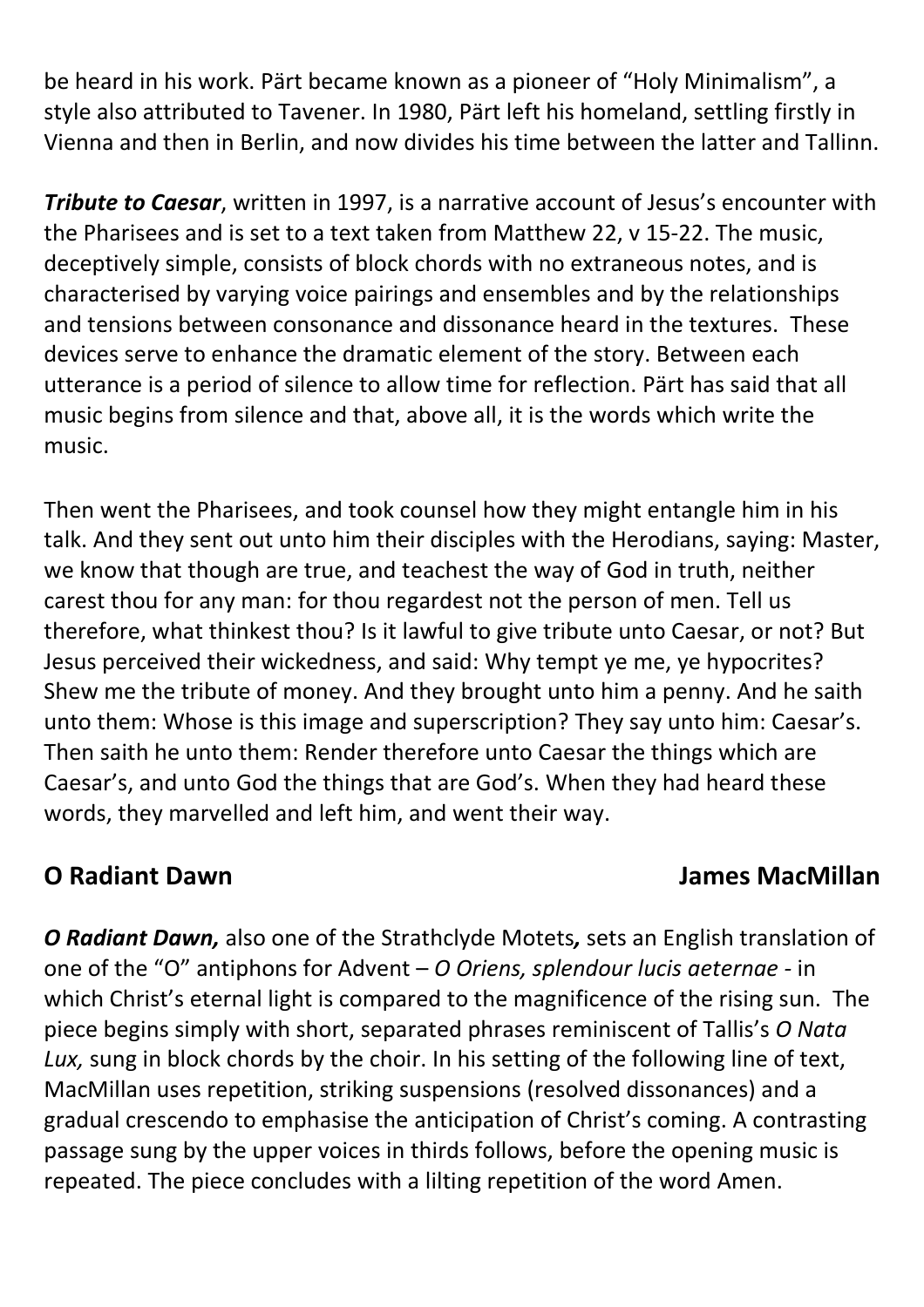be heard in his work. Pärt became known as a pioneer of "Holy Minimalism", a style also attributed to Tavener. In 1980, Pärt left his homeland, settling firstly in Vienna and then in Berlin, and now divides his time between the latter and Tallinn.

***Tribute to Caesar***, written in 1997, is a narrative account of Jesus's encounter with the Pharisees and is set to a text taken from Matthew 22, v 15-22. The music, deceptively simple, consists of block chords with no extraneous notes, and is characterised by varying voice pairings and ensembles and by the relationships and tensions between consonance and dissonance heard in the textures. These devices serve to enhance the dramatic element of the story. Between each utterance is a period of silence to allow time for reflection. Pärt has said that all music begins from silence and that, above all, it is the words which write the music.

Then went the Pharisees, and took counsel how they might entangle him in his talk. And they sent out unto him their disciples with the Herodians, saying: Master, we know that though are true, and teachest the way of God in truth, neither carest thou for any man: for thou regardest not the person of men. Tell us therefore, what thinkest thou? Is it lawful to give tribute unto Caesar, or not? But Jesus perceived their wickedness, and said: Why tempt ye me, ye hypocrites? Shew me the tribute of money. And they brought unto him a penny. And he saith unto them: Whose is this image and superscription? They say unto him: Caesar's. Then saith he unto them: Render therefore unto Caesar the things which are Caesar's, and unto God the things that are God's. When they had heard these words, they marvelled and left him, and went their way.

## O Radiant Dawn — James MacMillan

***O Radiant Dawn,*** also one of the Strathclyde Motets*,* sets an English translation of one of the "O" antiphons for Advent – *O Oriens, splendour lucis aeternae* - in which Christ's eternal light is compared to the magnificence of the rising sun. The piece begins simply with short, separated phrases reminiscent of Tallis's *O Nata Lux,* sung in block chords by the choir. In his setting of the following line of text, MacMillan uses repetition, striking suspensions (resolved dissonances) and a gradual crescendo to emphasise the anticipation of Christ's coming. A contrasting passage sung by the upper voices in thirds follows, before the opening music is repeated. The piece concludes with a lilting repetition of the word Amen.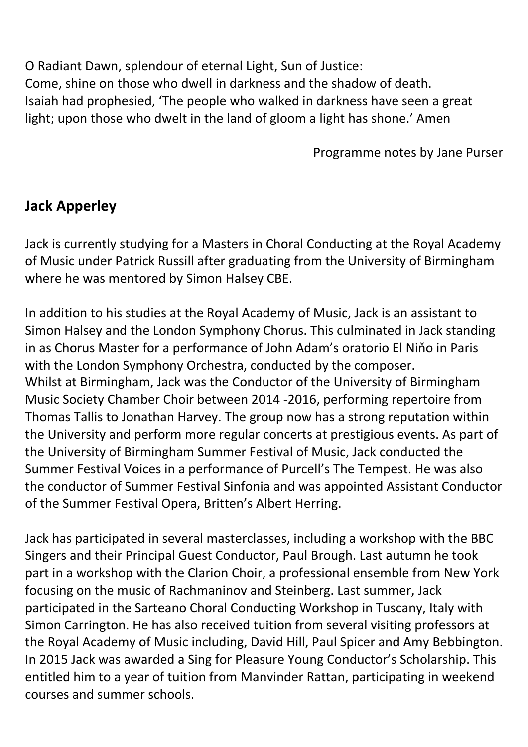O Radiant Dawn, splendour of eternal Light, Sun of Justice:
Come, shine on those who dwell in darkness and the shadow of death.
Isaiah had prophesied, 'The people who walked in darkness have seen a great light; upon those who dwelt in the land of gloom a light has shone.' Amen

Programme notes by Jane Purser

---

## Jack Apperley

Jack is currently studying for a Masters in Choral Conducting at the Royal Academy of Music under Patrick Russill after graduating from the University of Birmingham where he was mentored by Simon Halsey CBE.

In addition to his studies at the Royal Academy of Music, Jack is an assistant to Simon Halsey and the London Symphony Chorus. This culminated in Jack standing in as Chorus Master for a performance of John Adam's oratorio El Niňo in Paris with the London Symphony Orchestra, conducted by the composer.
Whilst at Birmingham, Jack was the Conductor of the University of Birmingham Music Society Chamber Choir between 2014 -2016, performing repertoire from Thomas Tallis to Jonathan Harvey. The group now has a strong reputation within the University and perform more regular concerts at prestigious events. As part of the University of Birmingham Summer Festival of Music, Jack conducted the Summer Festival Voices in a performance of Purcell's The Tempest. He was also the conductor of Summer Festival Sinfonia and was appointed Assistant Conductor of the Summer Festival Opera, Britten's Albert Herring.

Jack has participated in several masterclasses, including a workshop with the BBC Singers and their Principal Guest Conductor, Paul Brough. Last autumn he took part in a workshop with the Clarion Choir, a professional ensemble from New York focusing on the music of Rachmaninov and Steinberg. Last summer, Jack participated in the Sarteano Choral Conducting Workshop in Tuscany, Italy with Simon Carrington. He has also received tuition from several visiting professors at the Royal Academy of Music including, David Hill, Paul Spicer and Amy Bebbington. In 2015 Jack was awarded a Sing for Pleasure Young Conductor's Scholarship. This entitled him to a year of tuition from Manvinder Rattan, participating in weekend courses and summer schools.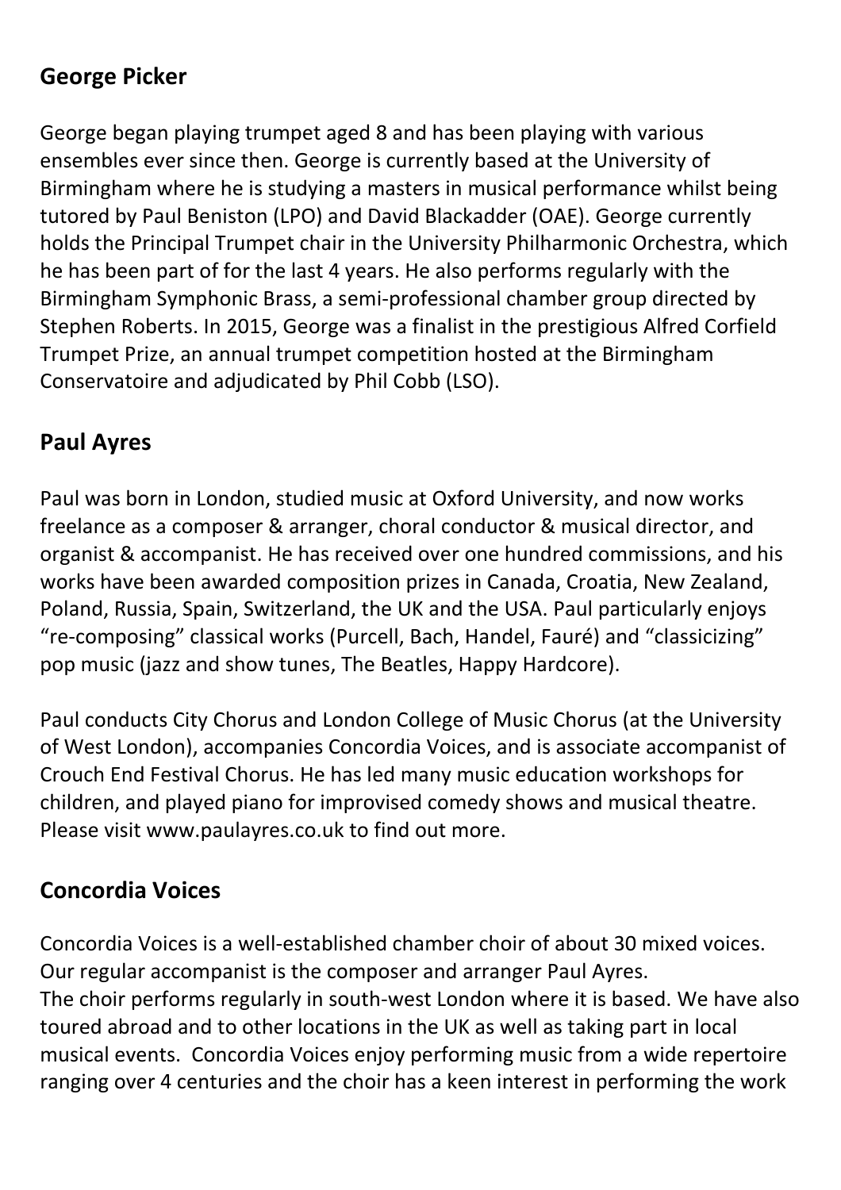## George Picker

George began playing trumpet aged 8 and has been playing with various ensembles ever since then. George is currently based at the University of Birmingham where he is studying a masters in musical performance whilst being tutored by Paul Beniston (LPO) and David Blackadder (OAE). George currently holds the Principal Trumpet chair in the University Philharmonic Orchestra, which he has been part of for the last 4 years. He also performs regularly with the Birmingham Symphonic Brass, a semi-professional chamber group directed by Stephen Roberts. In 2015, George was a finalist in the prestigious Alfred Corfield Trumpet Prize, an annual trumpet competition hosted at the Birmingham Conservatoire and adjudicated by Phil Cobb (LSO).

## Paul Ayres

Paul was born in London, studied music at Oxford University, and now works freelance as a composer & arranger, choral conductor & musical director, and organist & accompanist. He has received over one hundred commissions, and his works have been awarded composition prizes in Canada, Croatia, New Zealand, Poland, Russia, Spain, Switzerland, the UK and the USA. Paul particularly enjoys "re-composing" classical works (Purcell, Bach, Handel, Fauré) and "classicizing" pop music (jazz and show tunes, The Beatles, Happy Hardcore).

Paul conducts City Chorus and London College of Music Chorus (at the University of West London), accompanies Concordia Voices, and is associate accompanist of Crouch End Festival Chorus. He has led many music education workshops for children, and played piano for improvised comedy shows and musical theatre. Please visit www.paulayres.co.uk to find out more.

## Concordia Voices

Concordia Voices is a well-established chamber choir of about 30 mixed voices. Our regular accompanist is the composer and arranger Paul Ayres.
The choir performs regularly in south-west London where it is based. We have also toured abroad and to other locations in the UK as well as taking part in local musical events. Concordia Voices enjoy performing music from a wide repertoire ranging over 4 centuries and the choir has a keen interest in performing the work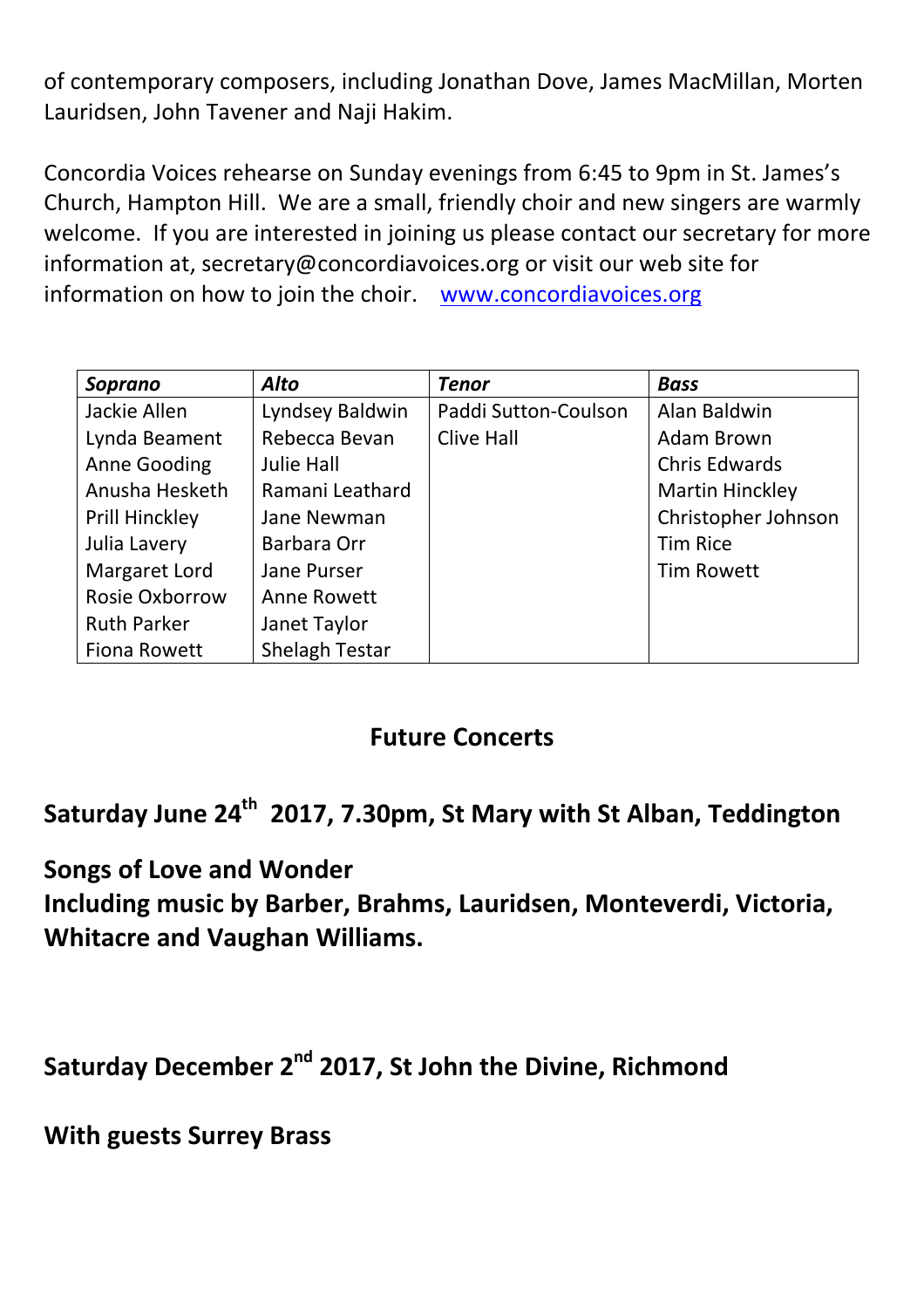of contemporary composers, including Jonathan Dove, James MacMillan, Morten Lauridsen, John Tavener and Naji Hakim.

Concordia Voices rehearse on Sunday evenings from 6:45 to 9pm in St. James's Church, Hampton Hill. We are a small, friendly choir and new singers are warmly welcome. If you are interested in joining us please contact our secretary for more information at, secretary@concordiavoices.org or visit our web site for information on how to join the choir. [www.concordiavoices.org](http://www.concordiavoices.org)

| ***Soprano*** | ***Alto*** | ***Tenor*** | ***Bass*** |
|---|---|---|---|
| Jackie Allen | Lyndsey Baldwin | Paddi Sutton-Coulson | Alan Baldwin |
| Lynda Beament | Rebecca Bevan | Clive Hall | Adam Brown |
| Anne Gooding | Julie Hall | | Chris Edwards |
| Anusha Hesketh | Ramani Leathard | | Martin Hinckley |
| Prill Hinckley | Jane Newman | | Christopher Johnson |
| Julia Lavery | Barbara Orr | | Tim Rice |
| Margaret Lord | Jane Purser | | Tim Rowett |
| Rosie Oxborrow | Anne Rowett | | |
| Ruth Parker | Janet Taylor | | |
| Fiona Rowett | Shelagh Testar | | |

## Future Concerts

**Saturday June 24th 2017, 7.30pm, St Mary with St Alban, Teddington**

**Songs of Love and Wonder**
**Including music by Barber, Brahms, Lauridsen, Monteverdi, Victoria, Whitacre and Vaughan Williams.**

**Saturday December 2nd 2017, St John the Divine, Richmond**

**With guests Surrey Brass**